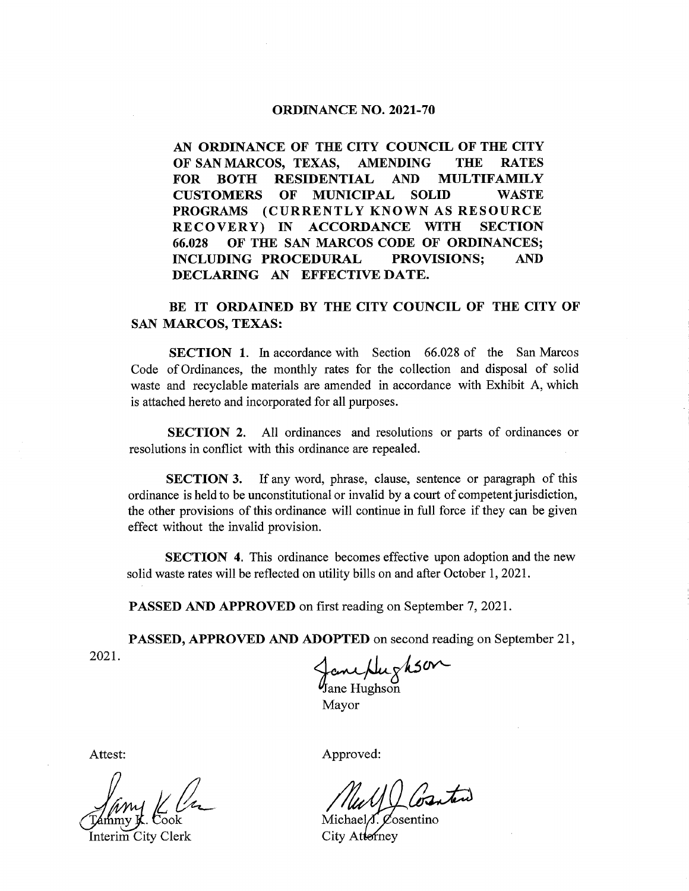# ORDINANCE NO. 2021-70

**AN ORDINANCE OF THE CITY COUNCIL OF THE CITY OF SAN MARCOS, TEXAS, AMENDING THE RATES FOR BOTH RESIDENTIAL AND MULTIFAMILY CUSTOMERS OF MUNICIPAL SOLID WASTE PROGRAMS (CURRENTLY KNOWN AS RESOURCE RECOVERY) IN ACCORDANCE WITH SECTION 66.028 OF THE SAN MARCOS CODE OF ORDINANCES; INCLUDING PROCEDURAL PROVISIONS; AND DECLARING AN EFFECTIVE DATE.**

**BE IT ORDAINED BY THE CITY COUNCIL OF THE CITY OF SAN MARCOS, TEXAS:**

**SECTION 1.** In accordance with Section 66.028 of the San Marcos Code of Ordinances, the monthly rates for the collection and disposal of solid waste and recyclable materials are amended in accordance with Exhibit A, which is attached hereto and incorporated for all purposes.

**SECTION 2.** All ordinances and resolutions or parts of ordinances or resolutions in conflict with this ordinance are repealed.

**SECTION 3.** If any word, phrase, clause, sentence or paragraph of this ordinance is held to be unconstitutional or invalid by a court of competent jurisdiction, the other provisions of this ordinance will continue in full force if they can be given effect without the invalid provision.

**SECTION 4.** This ordinance becomes effective upon adoption and the new solid waste rates will be reflected on utility bills on and after October 1, 2021.

**PASSED AND APPROVED** on first reading on September 7, 2021.

**PASSED, APPROVED AND ADOPTED** on second reading on September 21, 2021.

Jane Hughson
Mayor

Attest:

Tammy K. Cook
Interim City Clerk

Approved:

Michael J. Cosentino
City Attorney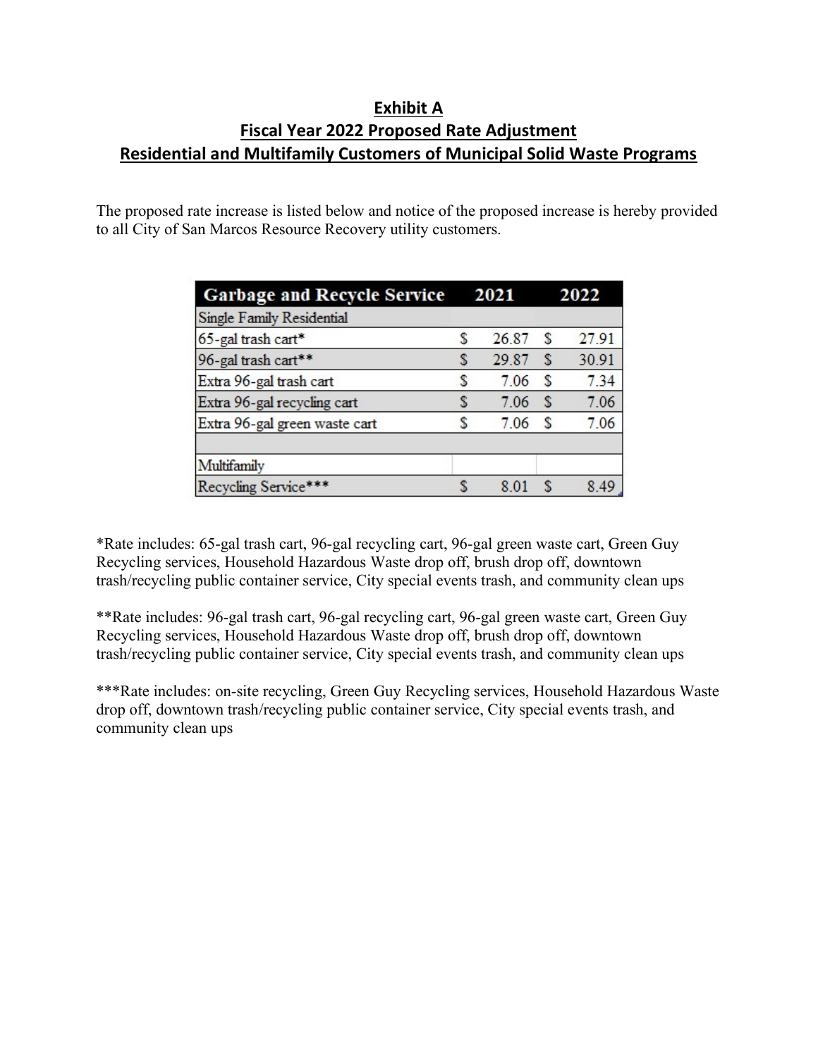## Exhibit A
## Fiscal Year 2022 Proposed Rate Adjustment
## Residential and Multifamily Customers of Municipal Solid Waste Programs

The proposed rate increase is listed below and notice of the proposed increase is hereby provided to all City of San Marcos Resource Recovery utility customers.

| Garbage and Recycle Service | 2021 | 2022 |
|---|---|---|
| Single Family Residential | | |
| 65-gal trash cart* | $ 26.87 | $ 27.91 |
| 96-gal trash cart** | $ 29.87 | $ 30.91 |
| Extra 96-gal trash cart | $ 7.06 | $ 7.34 |
| Extra 96-gal recycling cart | $ 7.06 | $ 7.06 |
| Extra 96-gal green waste cart | $ 7.06 | $ 7.06 |
| | | |
| Multifamily | | |
| Recycling Service*** | $ 8.01 | $ 8.49 |

*Rate includes: 65-gal trash cart, 96-gal recycling cart, 96-gal green waste cart, Green Guy Recycling services, Household Hazardous Waste drop off, brush drop off, downtown trash/recycling public container service, City special events trash, and community clean ups

**Rate includes: 96-gal trash cart, 96-gal recycling cart, 96-gal green waste cart, Green Guy Recycling services, Household Hazardous Waste drop off, brush drop off, downtown trash/recycling public container service, City special events trash, and community clean ups

***Rate includes: on-site recycling, Green Guy Recycling services, Household Hazardous Waste drop off, downtown trash/recycling public container service, City special events trash, and community clean ups